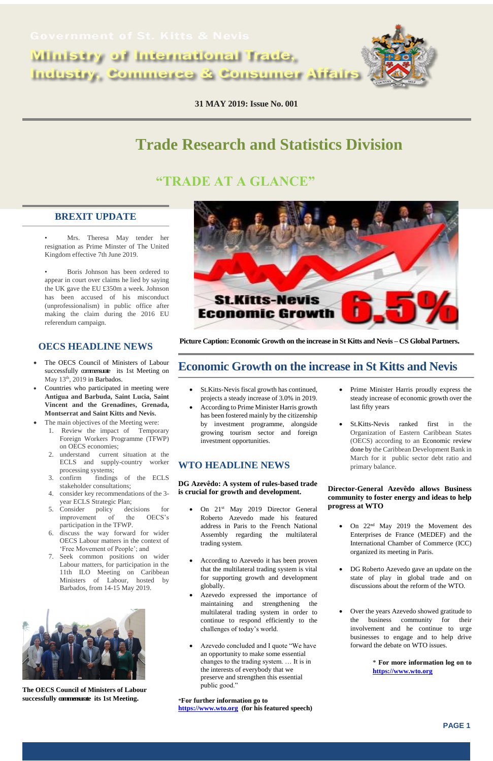Government of St. Kitts & Nevis

# Ministry of International Trade, Industry, Commerce & Consumer Affairs

**31 MAY 2019: Issue No. 001**

# Trade Research and Statistics Division

## "TRADE AT A GLANCE"

## BREXIT UPDATE

- Mrs. Theresa May tender her resignation as Prime Minster of The United Kingdom effective 7th June 2019.

- Boris Johnson has been ordered to appear in court over claims he lied by saying the UK gave the EU £350m a week. Johnson has been accused of his misconduct (unprofessionalism) in public office after making the claim during the 2016 EU referendum campaign.

## OECS HEADLINE NEWS

- The OECS Council of Ministers of Labour successfully commensurate its 1st Meeting on May 13th, 2019 in Barbados.
- Countries who participated in meeting were **Antigua and Barbuda, Saint Lucia, Saint Vincent and the Grenadines, Grenada, Montserrat and Saint Kitts and Nevis.**
- The main objectives of the Meeting were:
  1. Review the impact of Temporary Foreign Workers Programme (TFWP) on OECS economies;
  2. understand current situation at the ECLS and supply-country worker processing systems;
  3. confirm findings of the ECLS stakeholder consultations;
  4. consider key recommendations of the 3-year ECLS Strategic Plan;
  5. Consider policy decisions for improvement of the OECS's participation in the TFWP.
  6. discuss the way forward for wider OECS Labour matters in the context of 'Free Movement of People'; and
  7. Seek common positions on wider Labour matters, for participation in the 11th ILO Meeting on Caribbean Ministers of Labour, hosted by Barbados, from 14-15 May 2019.

**The OECS Council of Ministers of Labour successfully commensurate its 1st Meeting.**

**Picture Caption: Economic Growth on the increase in St Kitts and Nevis – CS Global Partners.**

## Economic Growth on the increase in St Kitts and Nevis

- St.Kitts-Nevis fiscal growth has continued, projects a steady increase of 3.0% in 2019.
- According to Prime Minister Harris growth has been fostered mainly by the citizenship by investment programme, alongside growing tourism sector and foreign investment opportunities.
- Prime Minister Harris proudly express the steady increase of economic growth over the last fifty years
- St.Kitts-Nevis ranked first in the Organization of Eastern Caribbean States (OECS) according to an Economic review done by the Caribbean Development Bank in March for it public sector debt ratio and primary balance.

## WTO HEADLINE NEWS

### DG Azevêdo: A system of rules-based trade is crucial for growth and development.

- On 21st May 2019 Director General Roberto Azevedo made his featured address in Paris to the French National Assembly regarding the multilateral trading system.

- According to Azevedo it has been proven that the multilateral trading system is vital for supporting growth and development globally.
- Azevedo expressed the importance of maintaining and strengthening the multilateral trading system in order to continue to respond efficiently to the challenges of today's world.

- Azevedo concluded and I quote "We have an opportunity to make some essential changes to the trading system. … It is in the interests of everybody that we preserve and strengthen this essential public good."

***For further information go to https://www.wto.org (for his featured speech)**

### Director-General Azevêdo allows Business community to foster energy and ideas to help progress at WTO

- On 22nd May 2019 the Movement des Enterprises de France (MEDEF) and the International Chamber of Commerce (ICC) organized its meeting in Paris.

- DG Roberto Azevedo gave an update on the state of play in global trade and on discussions about the reform of the WTO.

- Over the years Azevedo showed gratitude to the business community for their involvement and he continue to urge businesses to engage and to help drive forward the debate on WTO issues.

\* **For more information log on to https://www.wto.org**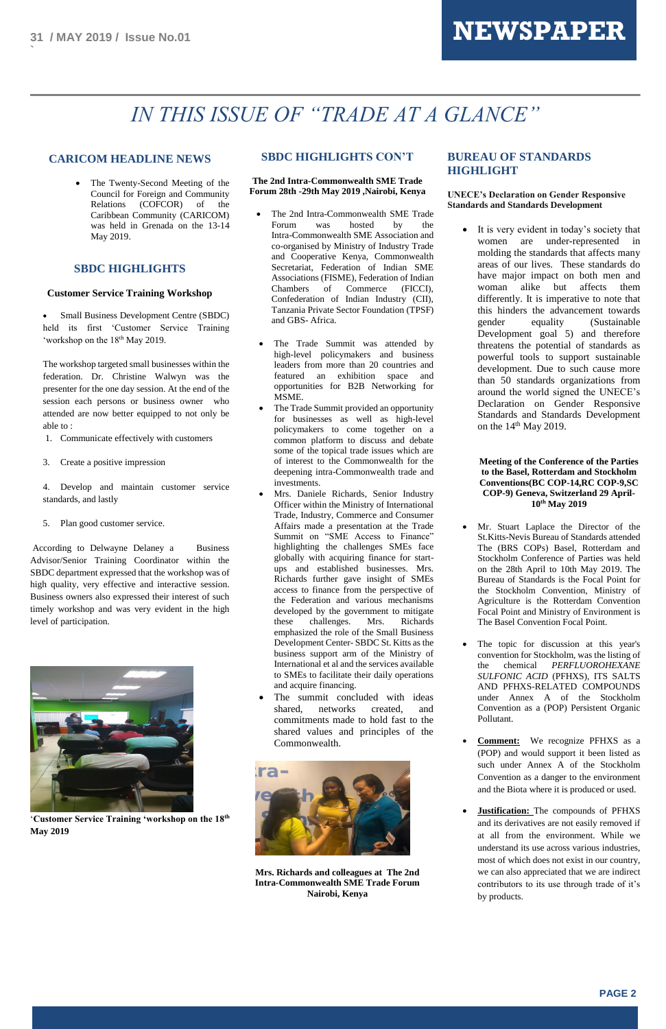# IN THIS ISSUE OF "TRADE AT A GLANCE"

## CARICOM HEADLINE NEWS

- The Twenty-Second Meeting of the Council for Foreign and Community Relations (COFCOR) of the Caribbean Community (CARICOM) was held in Grenada on the 13-14 May 2019.

## SBDC HIGHLIGHTS

### Customer Service Training Workshop

- Small Business Development Centre (SBDC) held its first 'Customer Service Training 'workshop on the 18th May 2019.

The workshop targeted small businesses within the federation. Dr. Christine Walwyn was the presenter for the one day session. At the end of the session each persons or business owner who attended are now better equipped to not only be able to :

1. Communicate effectively with customers

3. Create a positive impression

4. Develop and maintain customer service standards, and lastly

5. Plan good customer service.

According to Delwayne Delaney a Business Advisor/Senior Training Coordinator within the SBDC department expressed that the workshop was of high quality, very effective and interactive session. Business owners also expressed their interest of such timely workshop and was very evident in the high level of participation.

**'Customer Service Training 'workshop on the 18th May 2019**

## SBDC HIGHLIGHTS CON'T

### The 2nd Intra-Commonwealth SME Trade Forum 28th -29th May 2019 ,Nairobi, Kenya

- The 2nd Intra-Commonwealth SME Trade Forum was hosted by the Intra-Commonwealth SME Association and co-organised by Ministry of Industry Trade and Cooperative Kenya, Commonwealth Secretariat, Federation of Indian SME Associations (FISME), Federation of Indian Chambers of Commerce (FICCI), Confederation of Indian Industry (CII), Tanzania Private Sector Foundation (TPSF) and GBS- Africa.

- The Trade Summit was attended by high-level policymakers and business leaders from more than 20 countries and featured an exhibition space and opportunities for B2B Networking for MSME.
- The Trade Summit provided an opportunity for businesses as well as high-level policymakers to come together on a common platform to discuss and debate some of the topical trade issues which are of interest to the Commonwealth for the deepening intra-Commonwealth trade and investments.
- Mrs. Daniele Richards, Senior Industry Officer within the Ministry of International Trade, Industry, Commerce and Consumer Affairs made a presentation at the Trade Summit on "SME Access to Finance" highlighting the challenges SMEs face globally with acquiring finance for start-ups and established businesses. Mrs. Richards further gave insight of SMEs access to finance from the perspective of the Federation and various mechanisms developed by the government to mitigate these challenges. Mrs. Richards emphasized the role of the Small Business Development Center- SBDC St. Kitts as the business support arm of the Ministry of International et al and the services available to SMEs to facilitate their daily operations and acquire financing.
- The summit concluded with ideas shared, networks created, and commitments made to hold fast to the shared values and principles of the Commonwealth.

**Mrs. Richards and colleagues at The 2nd Intra-Commonwealth SME Trade Forum Nairobi, Kenya**

## BUREAU OF STANDARDS HIGHLIGHT

### UNECE's Declaration on Gender Responsive Standards and Standards Development

- It is very evident in today's society that women are under-represented in molding the standards that affects many areas of our lives. These standards do have major impact on both men and woman alike but affects them differently. It is imperative to note that this hinders the advancement towards gender equality (Sustainable Development goal 5) and therefore threatens the potential of standards as powerful tools to support sustainable development. Due to such cause more than 50 standards organizations from around the world signed the UNECE's Declaration on Gender Responsive Standards and Standards Development on the 14th May 2019.

### Meeting of the Conference of the Parties to the Basel, Rotterdam and Stockholm Conventions(BC COP-14,RC COP-9,SC COP-9) Geneva, Switzerland 29 April-10th May 2019

- Mr. Stuart Laplace the Director of the St.Kitts-Nevis Bureau of Standards attended The (BRS COPs) Basel, Rotterdam and Stockholm Conference of Parties was held on the 28th April to 10th May 2019. The Bureau of Standards is the Focal Point for the Stockholm Convention, Ministry of Agriculture is the Rotterdam Convention Focal Point and Ministry of Environment is The Basel Convention Focal Point.

- The topic for discussion at this year's convention for Stockholm, was the listing of the chemical *PERFLUOROHEXANE SULFONIC ACID* (PFHXS), ITS SALTS AND PFHXS-RELATED COMPOUNDS under Annex A of the Stockholm Convention as a (POP) Persistent Organic Pollutant.

- **Comment:** We recognize PFHXS as a (POP) and would support it been listed as such under Annex A of the Stockholm Convention as a danger to the environment and the Biota where it is produced or used.

- **Justification:** The compounds of PFHXS and its derivatives are not easily removed if at all from the environment. While we understand its use across various industries, most of which does not exist in our country, we can also appreciated that we are indirect contributors to its use through trade of it's by products.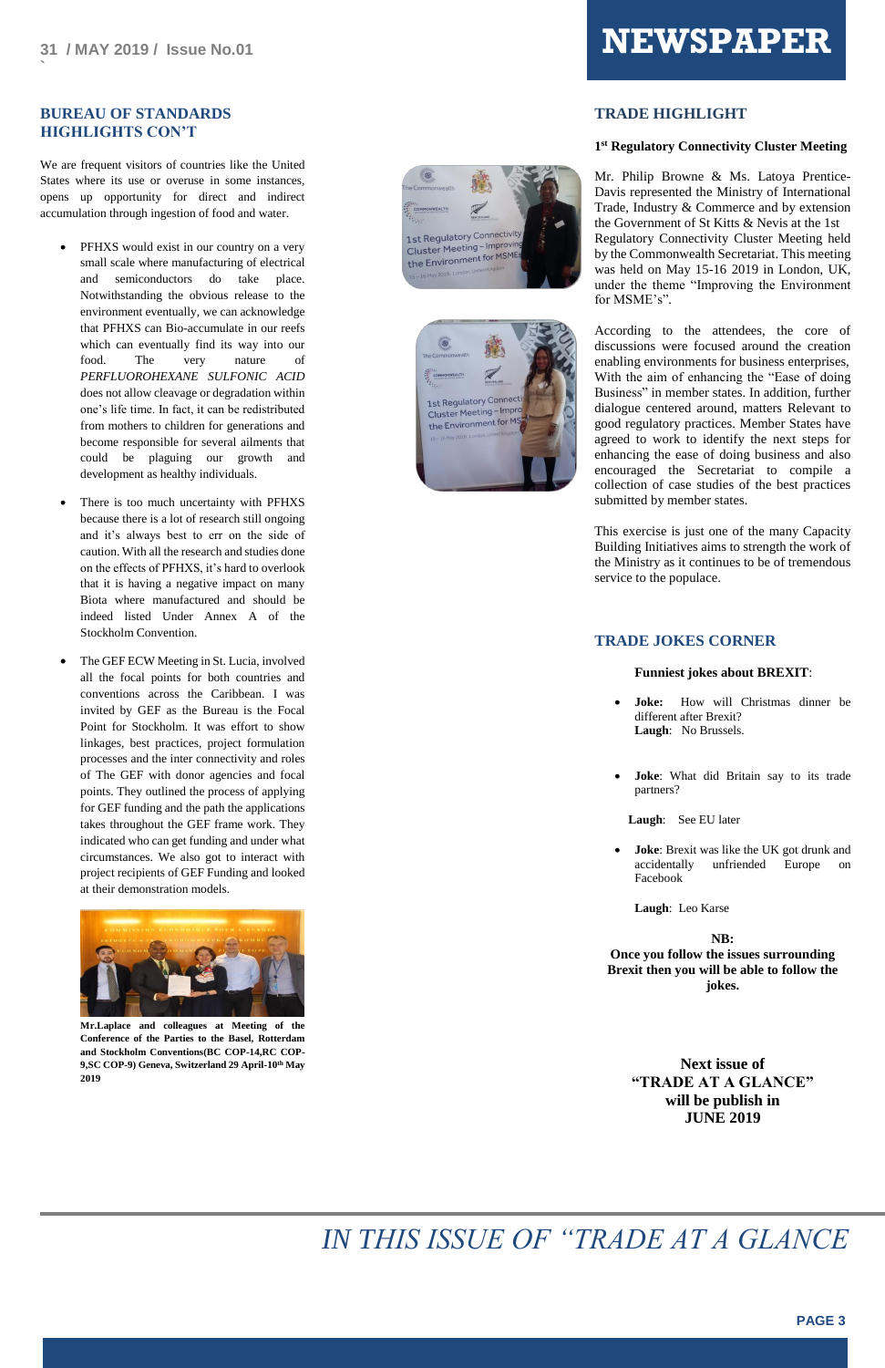## BUREAU OF STANDARDS HIGHLIGHTS CON'T

We are frequent visitors of countries like the United States where its use or overuse in some instances, opens up opportunity for direct and indirect accumulation through ingestion of food and water.

- PFHXS would exist in our country on a very small scale where manufacturing of electrical and semiconductors do take place. Notwithstanding the obvious release to the environment eventually, we can acknowledge that PFHXS can Bio-accumulate in our reefs which can eventually find its way into our food. The very nature of *PERFLUOROHEXANE SULFONIC ACID* does not allow cleavage or degradation within one's life time. In fact, it can be redistributed from mothers to children for generations and become responsible for several ailments that could be plaguing our growth and development as healthy individuals.

- There is too much uncertainty with PFHXS because there is a lot of research still ongoing and it's always best to err on the side of caution. With all the research and studies done on the effects of PFHXS, it's hard to overlook that it is having a negative impact on many Biota where manufactured and should be indeed listed Under Annex A of the Stockholm Convention.

- The GEF ECW Meeting in St. Lucia, involved all the focal points for both countries and conventions across the Caribbean. I was invited by GEF as the Bureau is the Focal Point for Stockholm. It was effort to show linkages, best practices, project formulation processes and the inter connectivity and roles of The GEF with donor agencies and focal points. They outlined the process of applying for GEF funding and the path the applications takes throughout the GEF frame work. They indicated who can get funding and under what circumstances. We also got to interact with project recipients of GEF Funding and looked at their demonstration models.

**Mr.Laplace and colleagues at Meeting of the Conference of the Parties to the Basel, Rotterdam and Stockholm Conventions(BC COP-14,RC COP-9,SC COP-9) Geneva, Switzerland 29 April-10th May 2019**

## TRADE HIGHLIGHT

**1st Regulatory Connectivity Cluster Meeting**

Mr. Philip Browne & Ms. Latoya Prentice-Davis represented the Ministry of International Trade, Industry & Commerce and by extension the Government of St Kitts & Nevis at the 1st Regulatory Connectivity Cluster Meeting held by the Commonwealth Secretariat. This meeting was held on May 15-16 2019 in London, UK, under the theme "Improving the Environment for MSME's".

According to the attendees, the core of discussions were focused around the creation enabling environments for business enterprises, With the aim of enhancing the "Ease of doing Business" in member states. In addition, further dialogue centered around, matters Relevant to good regulatory practices. Member States have agreed to work to identify the next steps for enhancing the ease of doing business and also encouraged the Secretariat to compile a collection of case studies of the best practices submitted by member states.

This exercise is just one of the many Capacity Building Initiatives aims to strength the work of the Ministry as it continues to be of tremendous service to the populace.

## TRADE JOKES CORNER

**Funniest jokes about BREXIT**:

- **Joke:** How will Christmas dinner be different after Brexit?
  **Laugh**: No Brussels.

- **Joke**: What did Britain say to its trade partners?

  **Laugh**: See EU later

- **Joke**: Brexit was like the UK got drunk and accidentally unfriended Europe on Facebook

  **Laugh**: Leo Karse

**NB:**
**Once you follow the issues surrounding Brexit then you will be able to follow the jokes.**

**Next issue of "TRADE AT A GLANCE" will be publish in JUNE 2019**

*IN THIS ISSUE OF "TRADE AT A GLANCE*